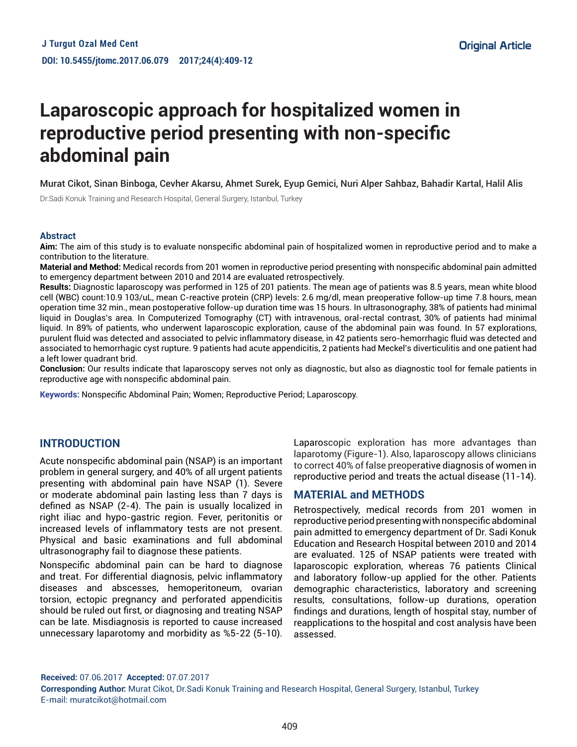Original Article

# Laparoscopic approach for hospitalized women in reproductive period presenting with non-specific abdominal pain

Murat Cikot, Sinan Binboga, Cevher Akarsu, Ahmet Surek, Eyup Gemici, Nuri Alper Sahbaz, Bahadir Kartal, Halil Alis

Dr.Sadi Konuk Training and Research Hospital, General Surgery, Istanbul, Turkey

## Abstract

**Aim:** The aim of this study is to evaluate nonspecific abdominal pain of hospitalized women in reproductive period and to make a contribution to the literature.

**Material and Method:** Medical records from 201 women in reproductive period presenting with nonspecific abdominal pain admitted to emergency department between 2010 and 2014 are evaluated retrospectively.

**Results:** Diagnostic laparoscopy was performed in 125 of 201 patients. The mean age of patients was 8.5 years, mean white blood cell (WBC) count:10.9 103/uL, mean C-reactive protein (CRP) levels: 2.6 mg/dl, mean preoperative follow-up time 7.8 hours, mean operation time 32 min., mean postoperative follow-up duration time was 15 hours. In ultrasonography, 38% of patients had minimal liquid in Douglas's area. In Computerized Tomography (CT) with intravenous, oral-rectal contrast, 30% of patients had minimal liquid. In 89% of patients, who underwent laparoscopic exploration, cause of the abdominal pain was found. In 57 explorations, purulent fluid was detected and associated to pelvic inflammatory disease, in 42 patients sero-hemorrhagic fluid was detected and associated to hemorrhagic cyst rupture. 9 patients had acute appendicitis, 2 patients had Meckel's diverticulitis and one patient had a left lower quadrant brid.

**Conclusion:** Our results indicate that laparoscopy serves not only as diagnostic, but also as diagnostic tool for female patients in reproductive age with nonspecific abdominal pain.

**Keywords:** Nonspecific Abdominal Pain; Women; Reproductive Period; Laparoscopy.

## INTRODUCTION

Acute nonspecific abdominal pain (NSAP) is an important problem in general surgery, and 40% of all urgent patients presenting with abdominal pain have NSAP (1). Severe or moderate abdominal pain lasting less than 7 days is defined as NSAP (2-4). The pain is usually localized in right iliac and hypo-gastric region. Fever, peritonitis or increased levels of inflammatory tests are not present. Physical and basic examinations and full abdominal ultrasonography fail to diagnose these patients.

Nonspecific abdominal pain can be hard to diagnose and treat. For differential diagnosis, pelvic inflammatory diseases and abscesses, hemoperitoneum, ovarian torsion, ectopic pregnancy and perforated appendicitis should be ruled out first, or diagnosing and treating NSAP can be late. Misdiagnosis is reported to cause increased unnecessary laparotomy and morbidity as %5-22 (5-10). Laparoscopic exploration has more advantages than laparotomy (Figure-1). Also, laparoscopy allows clinicians to correct 40% of false preoperative diagnosis of women in reproductive period and treats the actual disease (11-14).

## MATERIAL and METHODS

Retrospectively, medical records from 201 women in reproductive period presenting with nonspecific abdominal pain admitted to emergency department of Dr. Sadi Konuk Education and Research Hospital between 2010 and 2014 are evaluated. 125 of NSAP patients were treated with laparoscopic exploration, whereas 76 patients Clinical and laboratory follow-up applied for the other. Patients demographic characteristics, laboratory and screening results, consultations, follow-up durations, operation findings and durations, length of hospital stay, number of reapplications to the hospital and cost analysis have been assessed.

**Received:** 07.06.2017 **Accepted:** 07.07.2017

**Corresponding Author:** Murat Cikot, Dr.Sadi Konuk Training and Research Hospital, General Surgery, Istanbul, Turkey

E-mail: muratcikot@hotmail.com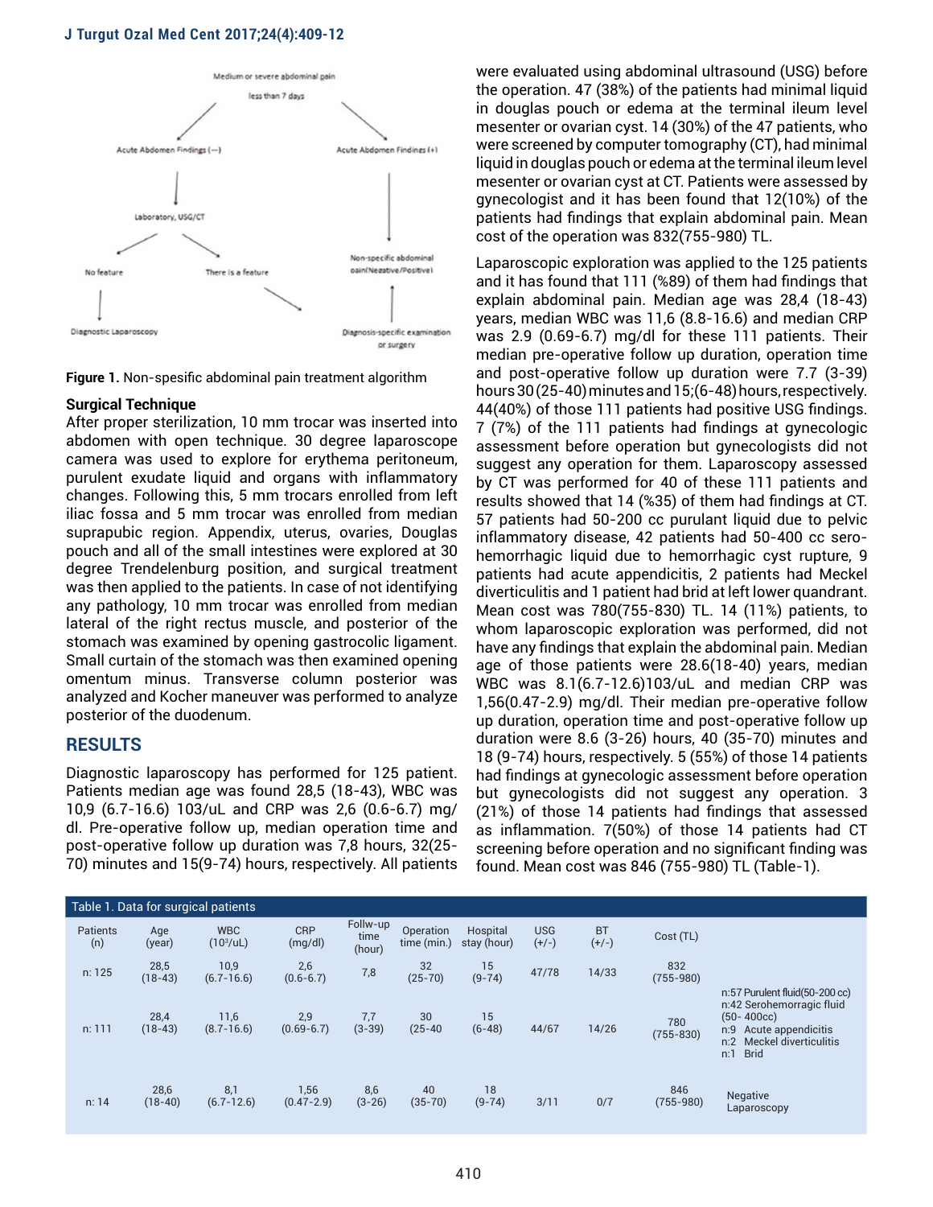Medium or severe abdominal pain

less than 7 days

Acute Abdomen Findings (−)

Acute Abdomen Findings (+)

Laboratory, USG/CT

No feature

There is a feature

Non-specific abdominal pain(Negative/Positive)

Diagnostic Laparoscopy

Diagnosis-specific examination or surgery

**Figure 1.** Non-spesific abdominal pain treatment algorithm

### Surgical Technique

After proper sterilization, 10 mm trocar was inserted into abdomen with open technique. 30 degree laparoscope camera was used to explore for erythema peritoneum, purulent exudate liquid and organs with inflammatory changes. Following this, 5 mm trocars enrolled from left iliac fossa and 5 mm trocar was enrolled from median suprapubic region. Appendix, uterus, ovaries, Douglas pouch and all of the small intestines were explored at 30 degree Trendelenburg position, and surgical treatment was then applied to the patients. In case of not identifying any pathology, 10 mm trocar was enrolled from median lateral of the right rectus muscle, and posterior of the stomach was examined by opening gastrocolic ligament. Small curtain of the stomach was then examined opening omentum minus. Transverse column posterior was analyzed and Kocher maneuver was performed to analyze posterior of the duodenum.

## RESULTS

Diagnostic laparoscopy has performed for 125 patient. Patients median age was found 28,5 (18-43), WBC was 10,9 (6.7-16.6) 103/uL and CRP was 2,6 (0.6-6.7) mg/dl. Pre-operative follow up, median operation time and post-operative follow up duration was 7,8 hours, 32(25-70) minutes and 15(9-74) hours, respectively. All patients were evaluated using abdominal ultrasound (USG) before the operation. 47 (38%) of the patients had minimal liquid in douglas pouch or edema at the terminal ileum level mesenter or ovarian cyst. 14 (30%) of the 47 patients, who were screened by computer tomography (CT), had minimal liquid in douglas pouch or edema at the terminal ileum level mesenter or ovarian cyst at CT. Patients were assessed by gynecologist and it has been found that 12(10%) of the patients had findings that explain abdominal pain. Mean cost of the operation was 832(755-980) TL.

Laparoscopic exploration was applied to the 125 patients and it has found that 111 (%89) of them had findings that explain abdominal pain. Median age was 28,4 (18-43) years, median WBC was 11,6 (8.8-16.6) and median CRP was 2.9 (0.69-6.7) mg/dl for these 111 patients. Their median pre-operative follow up duration, operation time and post-operative follow up duration were 7.7 (3-39) hours 30 (25-40) minutes and 15;(6-48) hours, respectively. 44(40%) of those 111 patients had positive USG findings. 7 (7%) of the 111 patients had findings at gynecologic assessment before operation but gynecologists did not suggest any operation for them. Laparoscopy assessed by CT was performed for 40 of these 111 patients and results showed that 14 (%35) of them had findings at CT. 57 patients had 50-200 cc purulant liquid due to pelvic inflammatory disease, 42 patients had 50-400 cc sero-hemorrhagic liquid due to hemorrhagic cyst rupture, 9 patients had acute appendicitis, 2 patients had Meckel diverticulitis and 1 patient had brid at left lower quandrant. Mean cost was 780(755-830) TL. 14 (11%) patients, to whom laparoscopic exploration was performed, did not have any findings that explain the abdominal pain. Median age of those patients were 28.6(18-40) years, median WBC was 8.1(6.7-12.6)103/uL and median CRP was 1,56(0.47-2.9) mg/dl. Their median pre-operative follow up duration, operation time and post-operative follow up duration were 8.6 (3-26) hours, 40 (35-70) minutes and 18 (9-74) hours, respectively. 5 (55%) of those 14 patients had findings at gynecologic assessment before operation but gynecologists did not suggest any operation. 3 (21%) of those 14 patients had findings that assessed as inflammation. 7(50%) of those 14 patients had CT screening before operation and no significant finding was found. Mean cost was 846 (755-980) TL (Table-1).

Table 1. Data for surgical patients

| Patients (n) | Age (year) | WBC ($10^3$/uL) | CRP (mg/dl) | Follw-up time (hour) | Operation time (min.) | Hospital stay (hour) | USG (+/-) | BT (+/-) | Cost (TL) | |
|---|---|---|---|---|---|---|---|---|---|---|
| n: 125 | 28,5 (18-43) | 10,9 (6.7-16.6) | 2,6 (0.6-6.7) | 7,8 | 32 (25-70) | 15 (9-74) | 47/78 | 14/33 | 832 (755-980) | |
| n: 111 | 28,4 (18-43) | 11,6 (8.7-16.6) | 2,9 (0.69-6.7) | 7,7 (3-39) | 30 (25-40 | 15 (6-48) | 44/67 | 14/26 | 780 (755-830) | n:57 Purulent fluid(50-200 cc) n:42 Serohemorragic fluid (50- 400cc) n:9 Acute appendicitis n:2 Meckel diverticulitis n:1 Brid |
| n: 14 | 28,6 (18-40) | 8,1 (6.7-12.6) | 1,56 (0.47-2.9) | 8,6 (3-26) | 40 (35-70) | 18 (9-74) | 3/11 | 0/7 | 846 (755-980) | Negative Laparoscopy |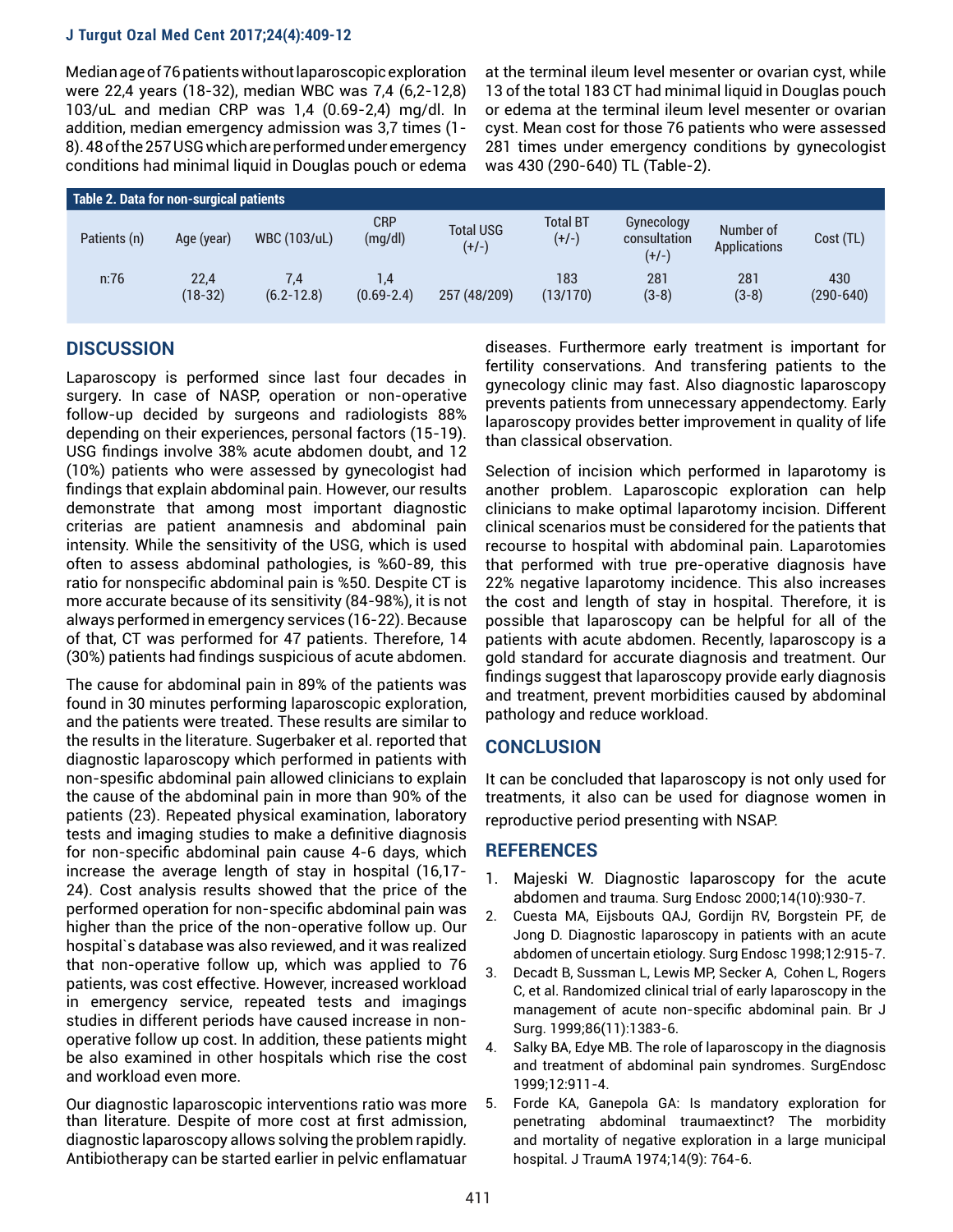Median age of 76 patients without laparoscopic exploration were 22,4 years (18-32), median WBC was 7,4 (6,2-12,8) 103/uL and median CRP was 1,4 (0.69-2,4) mg/dl. In addition, median emergency admission was 3,7 times (1-8). 48 of the 257 USG which are performed under emergency conditions had minimal liquid in Douglas pouch or edema at the terminal ileum level mesenter or ovarian cyst, while 13 of the total 183 CT had minimal liquid in Douglas pouch or edema at the terminal ileum level mesenter or ovarian cyst. Mean cost for those 76 patients who were assessed 281 times under emergency conditions by gynecologist was 430 (290-640) TL (Table-2).

**Table 2. Data for non-surgical patients**

| Patients (n) | Age (year) | WBC (103/uL) | CRP (mg/dl) | Total USG (+/-) | Total BT (+/-) | Gynecology consultation (+/-) | Number of Applications | Cost (TL) |
|---|---|---|---|---|---|---|---|---|
| n:76 | 22,4 (18-32) | 7,4 (6.2-12.8) | 1,4 (0.69-2.4) | 257 (48/209) | 183 (13/170) | 281 (3-8) | 281 (3-8) | 430 (290-640) |

## DISCUSSION

Laparoscopy is performed since last four decades in surgery. In case of NASP, operation or non-operative follow-up decided by surgeons and radiologists 88% depending on their experiences, personal factors (15-19). USG findings involve 38% acute abdomen doubt, and 12 (10%) patients who were assessed by gynecologist had findings that explain abdominal pain. However, our results demonstrate that among most important diagnostic criterias are patient anamnesis and abdominal pain intensity. While the sensitivity of the USG, which is used often to assess abdominal pathologies, is %60-89, this ratio for nonspecific abdominal pain is %50. Despite CT is more accurate because of its sensitivity (84-98%), it is not always performed in emergency services (16-22). Because of that, CT was performed for 47 patients. Therefore, 14 (30%) patients had findings suspicious of acute abdomen.

The cause for abdominal pain in 89% of the patients was found in 30 minutes performing laparoscopic exploration, and the patients were treated. These results are similar to the results in the literature. Sugerbaker et al. reported that diagnostic laparoscopy which performed in patients with non-spesific abdominal pain allowed clinicians to explain the cause of the abdominal pain in more than 90% of the patients (23). Repeated physical examination, laboratory tests and imaging studies to make a definitive diagnosis for non-specific abdominal pain cause 4-6 days, which increase the average length of stay in hospital (16,17-24). Cost analysis results showed that the price of the performed operation for non-specific abdominal pain was higher than the price of the non-operative follow up. Our hospital`s database was also reviewed, and it was realized that non-operative follow up, which was applied to 76 patients, was cost effective. However, increased workload in emergency service, repeated tests and imagings studies in different periods have caused increase in non-operative follow up cost. In addition, these patients might be also examined in other hospitals which rise the cost and workload even more.

Our diagnostic laparoscopic interventions ratio was more than literature. Despite of more cost at first admission, diagnostic laparoscopy allows solving the problem rapidly. Antibiotherapy can be started earlier in pelvic enflamatuar diseases. Furthermore early treatment is important for fertility conservations. And transfering patients to the gynecology clinic may fast. Also diagnostic laparoscopy prevents patients from unnecessary appendectomy. Early laparoscopy provides better improvement in quality of life than classical observation.

Selection of incision which performed in laparotomy is another problem. Laparoscopic exploration can help clinicians to make optimal laparotomy incision. Different clinical scenarios must be considered for the patients that recourse to hospital with abdominal pain. Laparotomies that performed with true pre-operative diagnosis have 22% negative laparotomy incidence. This also increases the cost and length of stay in hospital. Therefore, it is possible that laparoscopy can be helpful for all of the patients with acute abdomen. Recently, laparoscopy is a gold standard for accurate diagnosis and treatment. Our findings suggest that laparoscopy provide early diagnosis and treatment, prevent morbidities caused by abdominal pathology and reduce workload.

## CONCLUSION

It can be concluded that laparoscopy is not only used for treatments, it also can be used for diagnose women in reproductive period presenting with NSAP.

## REFERENCES

1. Majeski W. Diagnostic laparoscopy for the acute abdomen and trauma. Surg Endosc 2000;14(10):930-7.
2. Cuesta MA, Eijsbouts QAJ, Gordijn RV, Borgstein PF, de Jong D. Diagnostic laparoscopy in patients with an acute abdomen of uncertain etiology. Surg Endosc 1998;12:915-7.
3. Decadt B, Sussman L, Lewis MP, Secker A, Cohen L, Rogers C, et al. Randomized clinical trial of early laparoscopy in the management of acute non-specific abdominal pain. Br J Surg. 1999;86(11):1383-6.
4. Salky BA, Edye MB. The role of laparoscopy in the diagnosis and treatment of abdominal pain syndromes. SurgEndosc 1999;12:911-4.
5. Forde KA, Ganepola GA: Is mandatory exploration for penetrating abdominal traumaextinct? The morbidity and mortality of negative exploration in a large municipal hospital. J TraumA 1974;14(9): 764-6.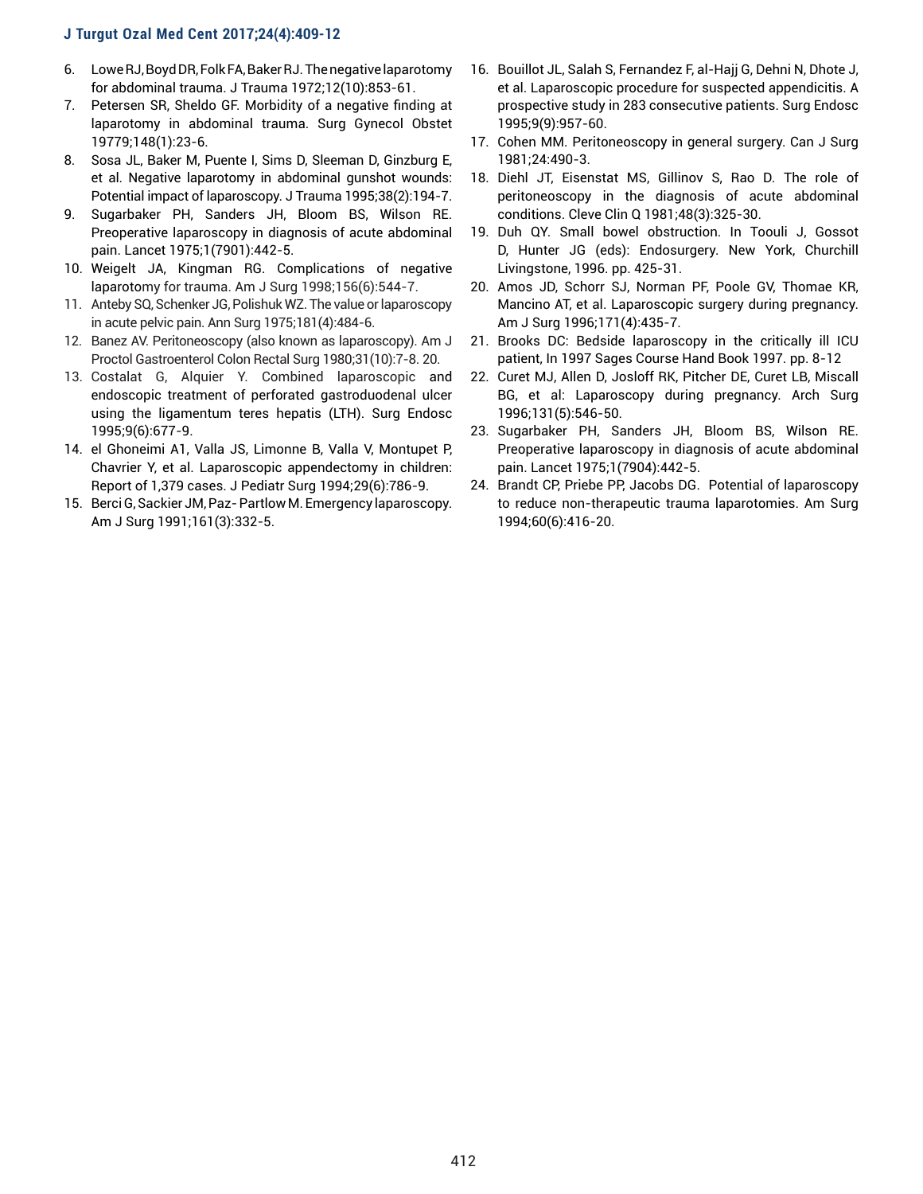6. Lowe RJ, Boyd DR, Folk FA, Baker RJ. The negative laparotomy for abdominal trauma. J Trauma 1972;12(10):853-61.
7. Petersen SR, Sheldo GF. Morbidity of a negative finding at laparotomy in abdominal trauma. Surg Gynecol Obstet 19779;148(1):23-6.
8. Sosa JL, Baker M, Puente I, Sims D, Sleeman D, Ginzburg E, et al. Negative laparotomy in abdominal gunshot wounds: Potential impact of laparoscopy. J Trauma 1995;38(2):194-7.
9. Sugarbaker PH, Sanders JH, Bloom BS, Wilson RE. Preoperative laparoscopy in diagnosis of acute abdominal pain. Lancet 1975;1(7901):442-5.
10. Weigelt JA, Kingman RG. Complications of negative laparotomy for trauma. Am J Surg 1998;156(6):544-7.
11. Anteby SQ, Schenker JG, Polishuk WZ. The value or laparoscopy in acute pelvic pain. Ann Surg 1975;181(4):484-6.
12. Banez AV. Peritoneoscopy (also known as laparoscopy). Am J Proctol Gastroenterol Colon Rectal Surg 1980;31(10):7-8. 20.
13. Costalat G, Alquier Y. Combined laparoscopic and endoscopic treatment of perforated gastroduodenal ulcer using the ligamentum teres hepatis (LTH). Surg Endosc 1995;9(6):677-9.
14. el Ghoneimi A1, Valla JS, Limonne B, Valla V, Montupet P, Chavrier Y, et al. Laparoscopic appendectomy in children: Report of 1,379 cases. J Pediatr Surg 1994;29(6):786-9.
15. Berci G, Sackier JM, Paz- Partlow M. Emergency laparoscopy. Am J Surg 1991;161(3):332-5.
16. Bouillot JL, Salah S, Fernandez F, al-Hajj G, Dehni N, Dhote J, et al. Laparoscopic procedure for suspected appendicitis. A prospective study in 283 consecutive patients. Surg Endosc 1995;9(9):957-60.
17. Cohen MM. Peritoneoscopy in general surgery. Can J Surg 1981;24:490-3.
18. Diehl JT, Eisenstat MS, Gillinov S, Rao D. The role of peritoneoscopy in the diagnosis of acute abdominal conditions. Cleve Clin Q 1981;48(3):325-30.
19. Duh QY. Small bowel obstruction. In Toouli J, Gossot D, Hunter JG (eds): Endosurgery. New York, Churchill Livingstone, 1996. pp. 425-31.
20. Amos JD, Schorr SJ, Norman PF, Poole GV, Thomae KR, Mancino AT, et al. Laparoscopic surgery during pregnancy. Am J Surg 1996;171(4):435-7.
21. Brooks DC: Bedside laparoscopy in the critically ill ICU patient, In 1997 Sages Course Hand Book 1997. pp. 8-12
22. Curet MJ, Allen D, Josloff RK, Pitcher DE, Curet LB, Miscall BG, et al: Laparoscopy during pregnancy. Arch Surg 1996;131(5):546-50.
23. Sugarbaker PH, Sanders JH, Bloom BS, Wilson RE. Preoperative laparoscopy in diagnosis of acute abdominal pain. Lancet 1975;1(7904):442-5.
24. Brandt CP, Priebe PP, Jacobs DG. Potential of laparoscopy to reduce non-therapeutic trauma laparotomies. Am Surg 1994;60(6):416-20.